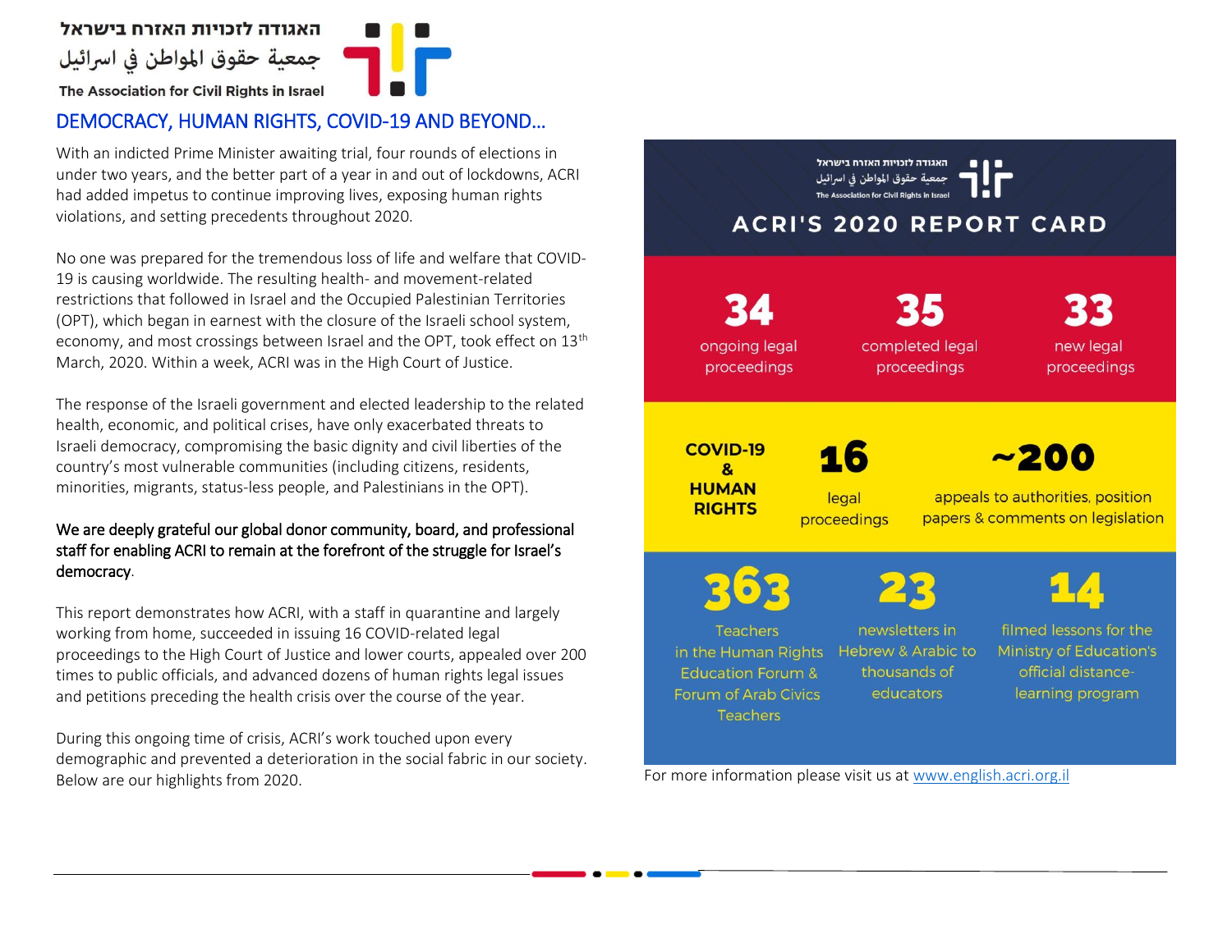האגודה לזכויות האזרח בישראל

جمعية حقوق المواطن في اسرائيل

The Association for Civil Rights in Israel

## DEMOCRACY, HUMAN RIGHTS, COVID-19 AND BEYOND…

With an indicted Prime Minister awaiting trial, four rounds of elections in under two years, and the better part of a year in and out of lockdowns, ACRI had added impetus to continue improving lives, exposing human rights violations, and setting precedents throughout 2020.

No one was prepared for the tremendous loss of life and welfare that COVID-19 is causing worldwide. The resulting health- and movement-related restrictions that followed in Israel and the Occupied Palestinian Territories (OPT), which began in earnest with the closure of the Israeli school system, economy, and most crossings between Israel and the OPT, took effect on 13th March, 2020. Within a week, ACRI was in the High Court of Justice.

The response of the Israeli government and elected leadership to the related health, economic, and political crises, have only exacerbated threats to Israeli democracy, compromising the basic dignity and civil liberties of the country's most vulnerable communities (including citizens, residents, minorities, migrants, status-less people, and Palestinians in the OPT).

We are deeply grateful our global donor community, board, and professional staff for enabling ACRI to remain at the forefront of the struggle for Israel's democracy.

This report demonstrates how ACRI, with a staff in quarantine and largely working from home, succeeded in issuing 16 COVID-related legal proceedings to the High Court of Justice and lower courts, appealed over 200 times to public officials, and advanced dozens of human rights legal issues and petitions preceding the health crisis over the course of the year.

During this ongoing time of crisis, ACRI's work touched upon every demographic and prevented a deterioration in the social fabric in our society. Below are our highlights from 2020.

### ACRI'S 2020 REPORT CARD

**34** ongoing legal proceedings

**35** completed legal proceedings

**33** new legal proceedings

**COVID-19 & HUMAN RIGHTS**

**16** legal proceedings

**~200** appeals to authorities, position papers & comments on legislation

**363** Teachers in the Human Rights Education Forum & Forum of Arab Civics Teachers

**23** newsletters in Hebrew & Arabic to thousands of educators

**14** filmed lessons for the Ministry of Education's official distance-learning program

For more information please visit us at www.english.acri.org.il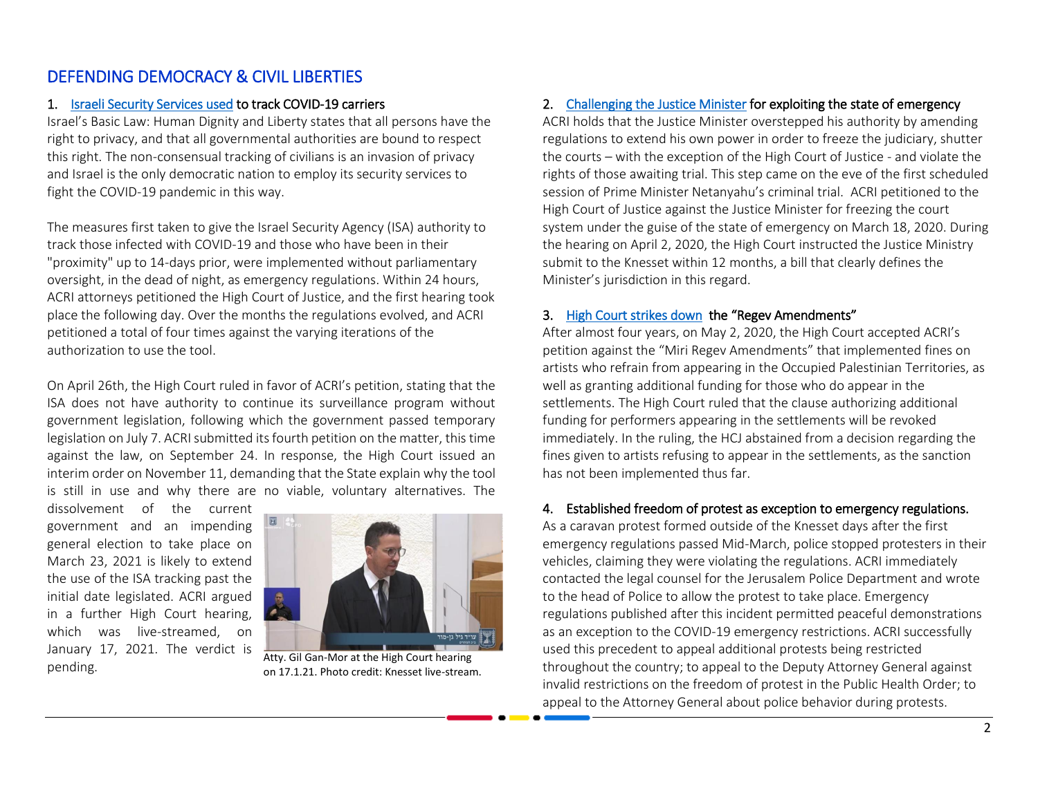## DEFENDING DEMOCRACY & CIVIL LIBERTIES

### 1. Israeli Security Services used to track COVID-19 carriers

Israel's Basic Law: Human Dignity and Liberty states that all persons have the right to privacy, and that all governmental authorities are bound to respect this right. The non-consensual tracking of civilians is an invasion of privacy and Israel is the only democratic nation to employ its security services to fight the COVID-19 pandemic in this way.

The measures first taken to give the Israel Security Agency (ISA) authority to track those infected with COVID-19 and those who have been in their "proximity" up to 14-days prior, were implemented without parliamentary oversight, in the dead of night, as emergency regulations. Within 24 hours, ACRI attorneys petitioned the High Court of Justice, and the first hearing took place the following day. Over the months the regulations evolved, and ACRI petitioned a total of four times against the varying iterations of the authorization to use the tool.

On April 26th, the High Court ruled in favor of ACRI's petition, stating that the ISA does not have authority to continue its surveillance program without government legislation, following which the government passed temporary legislation on July 7. ACRI submitted its fourth petition on the matter, this time against the law, on September 24. In response, the High Court issued an interim order on November 11, demanding that the State explain why the tool is still in use and why there are no viable, voluntary alternatives. The dissolvement of the current government and an impending general election to take place on March 23, 2021 is likely to extend the use of the ISA tracking past the initial date legislated. ACRI argued in a further High Court hearing, which was live-streamed, on January 17, 2021. The verdict is pending.

Atty. Gil Gan-Mor at the High Court hearing on 17.1.21. Photo credit: Knesset live-stream.

### 2. Challenging the Justice Minister for exploiting the state of emergency

ACRI holds that the Justice Minister overstepped his authority by amending regulations to extend his own power in order to freeze the judiciary, shutter the courts – with the exception of the High Court of Justice - and violate the rights of those awaiting trial. This step came on the eve of the first scheduled session of Prime Minister Netanyahu's criminal trial. ACRI petitioned to the High Court of Justice against the Justice Minister for freezing the court system under the guise of the state of emergency on March 18, 2020. During the hearing on April 2, 2020, the High Court instructed the Justice Ministry submit to the Knesset within 12 months, a bill that clearly defines the Minister's jurisdiction in this regard.

### 3. High Court strikes down the "Regev Amendments"

After almost four years, on May 2, 2020, the High Court accepted ACRI's petition against the "Miri Regev Amendments" that implemented fines on artists who refrain from appearing in the Occupied Palestinian Territories, as well as granting additional funding for those who do appear in the settlements. The High Court ruled that the clause authorizing additional funding for performers appearing in the settlements will be revoked immediately. In the ruling, the HCJ abstained from a decision regarding the fines given to artists refusing to appear in the settlements, as the sanction has not been implemented thus far.

### 4. Established freedom of protest as exception to emergency regulations.

As a caravan protest formed outside of the Knesset days after the first emergency regulations passed Mid-March, police stopped protesters in their vehicles, claiming they were violating the regulations. ACRI immediately contacted the legal counsel for the Jerusalem Police Department and wrote to the head of Police to allow the protest to take place. Emergency regulations published after this incident permitted peaceful demonstrations as an exception to the COVID-19 emergency restrictions. ACRI successfully used this precedent to appeal additional protests being restricted throughout the country; to appeal to the Deputy Attorney General against invalid restrictions on the freedom of protest in the Public Health Order; to appeal to the Attorney General about police behavior during protests.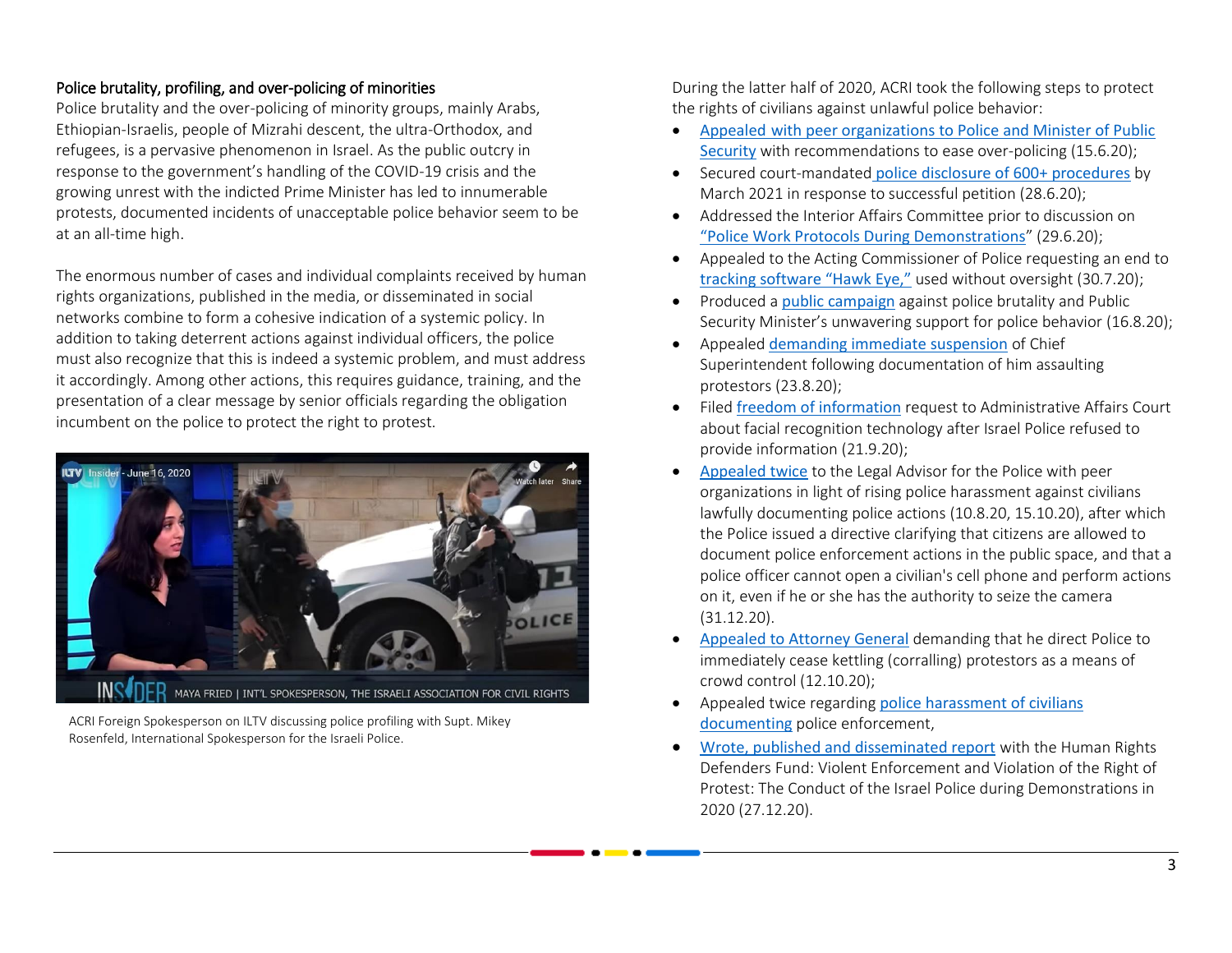### Police brutality, profiling, and over-policing of minorities

Police brutality and the over-policing of minority groups, mainly Arabs, Ethiopian-Israelis, people of Mizrahi descent, the ultra-Orthodox, and refugees, is a pervasive phenomenon in Israel. As the public outcry in response to the government's handling of the COVID-19 crisis and the growing unrest with the indicted Prime Minister has led to innumerable protests, documented incidents of unacceptable police behavior seem to be at an all-time high.

The enormous number of cases and individual complaints received by human rights organizations, published in the media, or disseminated in social networks combine to form a cohesive indication of a systemic policy. In addition to taking deterrent actions against individual officers, the police must also recognize that this is indeed a systemic problem, and must address it accordingly. Among other actions, this requires guidance, training, and the presentation of a clear message by senior officials regarding the obligation incumbent on the police to protect the right to protest.

ACRI Foreign Spokesperson on ILTV discussing police profiling with Supt. Mikey Rosenfeld, International Spokesperson for the Israeli Police.

During the latter half of 2020, ACRI took the following steps to protect the rights of civilians against unlawful police behavior:

- Appealed with peer organizations to Police and Minister of Public Security with recommendations to ease over-policing (15.6.20);
- Secured court-mandated police disclosure of 600+ procedures by March 2021 in response to successful petition (28.6.20);
- Addressed the Interior Affairs Committee prior to discussion on "Police Work Protocols During Demonstrations" (29.6.20);
- Appealed to the Acting Commissioner of Police requesting an end to tracking software "Hawk Eye," used without oversight (30.7.20);
- Produced a public campaign against police brutality and Public Security Minister's unwavering support for police behavior (16.8.20);
- Appealed demanding immediate suspension of Chief Superintendent following documentation of him assaulting protestors (23.8.20);
- Filed freedom of information request to Administrative Affairs Court about facial recognition technology after Israel Police refused to provide information (21.9.20);
- Appealed twice to the Legal Advisor for the Police with peer organizations in light of rising police harassment against civilians lawfully documenting police actions (10.8.20, 15.10.20), after which the Police issued a directive clarifying that citizens are allowed to document police enforcement actions in the public space, and that a police officer cannot open a civilian's cell phone and perform actions on it, even if he or she has the authority to seize the camera (31.12.20).
- Appealed to Attorney General demanding that he direct Police to immediately cease kettling (corralling) protestors as a means of crowd control (12.10.20);
- Appealed twice regarding police harassment of civilians documenting police enforcement,
- Wrote, published and disseminated report with the Human Rights Defenders Fund: Violent Enforcement and Violation of the Right of Protest: The Conduct of the Israel Police during Demonstrations in 2020 (27.12.20).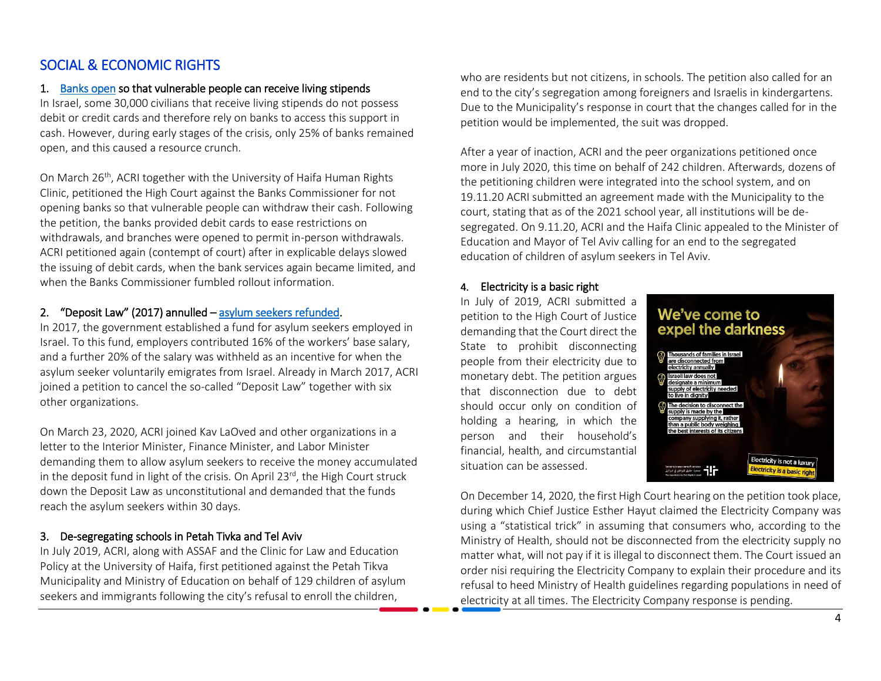## SOCIAL & ECONOMIC RIGHTS

### 1. Banks open so that vulnerable people can receive living stipends

In Israel, some 30,000 civilians that receive living stipends do not possess debit or credit cards and therefore rely on banks to access this support in cash. However, during early stages of the crisis, only 25% of banks remained open, and this caused a resource crunch.

On March 26th, ACRI together with the University of Haifa Human Rights Clinic, petitioned the High Court against the Banks Commissioner for not opening banks so that vulnerable people can withdraw their cash. Following the petition, the banks provided debit cards to ease restrictions on withdrawals, and branches were opened to permit in-person withdrawals. ACRI petitioned again (contempt of court) after in explicable delays slowed the issuing of debit cards, when the bank services again became limited, and when the Banks Commissioner fumbled rollout information.

### 2. "Deposit Law" (2017) annulled – asylum seekers refunded.

In 2017, the government established a fund for asylum seekers employed in Israel. To this fund, employers contributed 16% of the workers' base salary, and a further 20% of the salary was withheld as an incentive for when the asylum seeker voluntarily emigrates from Israel. Already in March 2017, ACRI joined a petition to cancel the so-called "Deposit Law" together with six other organizations.

On March 23, 2020, ACRI joined Kav LaOved and other organizations in a letter to the Interior Minister, Finance Minister, and Labor Minister demanding them to allow asylum seekers to receive the money accumulated in the deposit fund in light of the crisis. On April 23rd, the High Court struck down the Deposit Law as unconstitutional and demanded that the funds reach the asylum seekers within 30 days.

### 3. De-segregating schools in Petah Tivka and Tel Aviv

In July 2019, ACRI, along with ASSAF and the Clinic for Law and Education Policy at the University of Haifa, first petitioned against the Petah Tikva Municipality and Ministry of Education on behalf of 129 children of asylum seekers and immigrants following the city's refusal to enroll the children, who are residents but not citizens, in schools. The petition also called for an end to the city's segregation among foreigners and Israelis in kindergartens. Due to the Municipality's response in court that the changes called for in the petition would be implemented, the suit was dropped.

After a year of inaction, ACRI and the peer organizations petitioned once more in July 2020, this time on behalf of 242 children. Afterwards, dozens of the petitioning children were integrated into the school system, and on 19.11.20 ACRI submitted an agreement made with the Municipality to the court, stating that as of the 2021 school year, all institutions will be de-segregated. On 9.11.20, ACRI and the Haifa Clinic appealed to the Minister of Education and Mayor of Tel Aviv calling for an end to the segregated education of children of asylum seekers in Tel Aviv.

### 4. Electricity is a basic right

In July of 2019, ACRI submitted a petition to the High Court of Justice demanding that the Court direct the State to prohibit disconnecting people from their electricity due to monetary debt. The petition argues that disconnection due to debt should occur only on condition of holding a hearing, in which the person and their household's financial, health, and circumstantial situation can be assessed.

On December 14, 2020, the first High Court hearing on the petition took place, during which Chief Justice Esther Hayut claimed the Electricity Company was using a "statistical trick" in assuming that consumers who, according to the Ministry of Health, should not be disconnected from the electricity supply no matter what, will not pay if it is illegal to disconnect them. The Court issued an order nisi requiring the Electricity Company to explain their procedure and its refusal to heed Ministry of Health guidelines regarding populations in need of electricity at all times. The Electricity Company response is pending.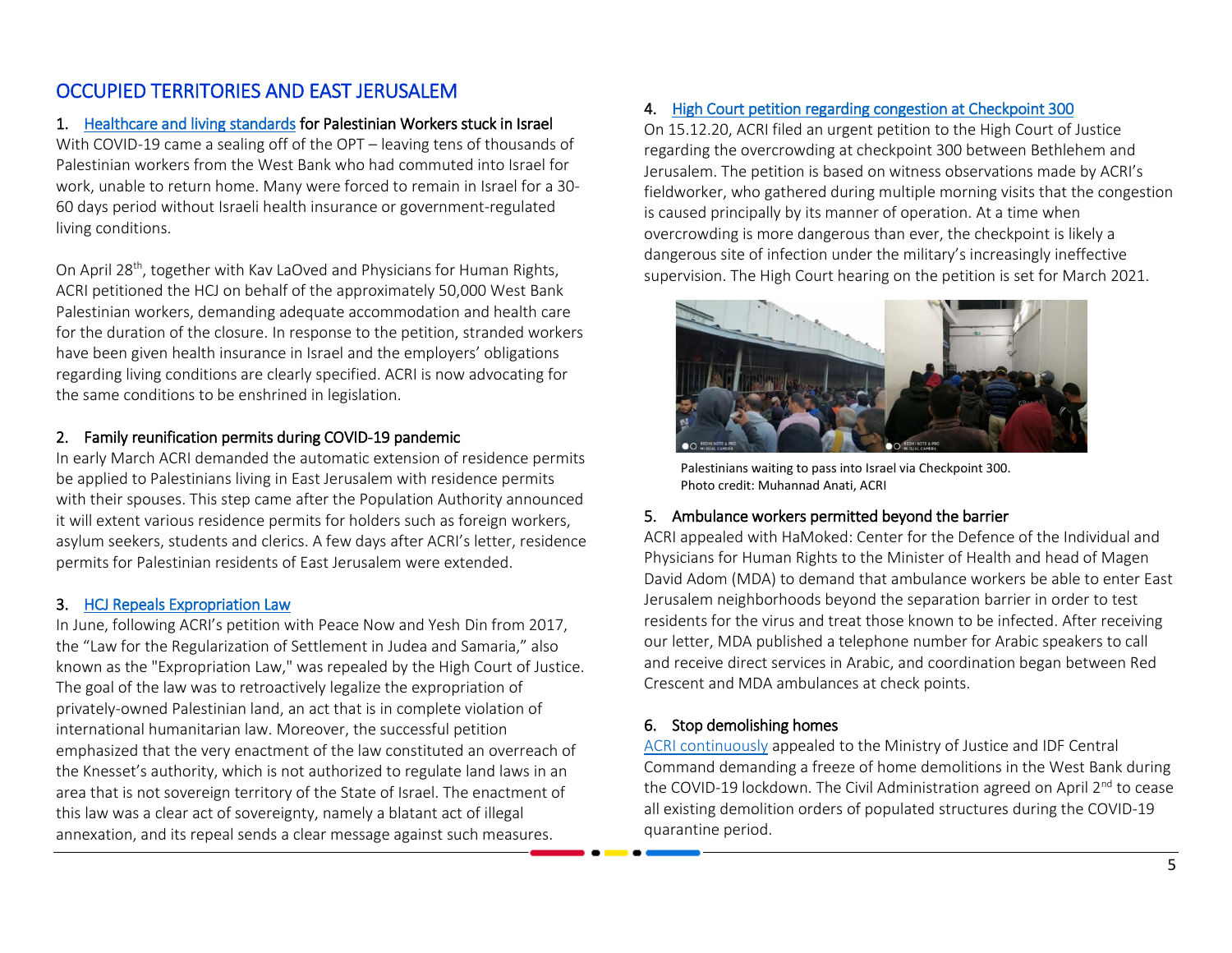# OCCUPIED TERRITORIES AND EAST JERUSALEM

### 1. Healthcare and living standards for Palestinian Workers stuck in Israel

With COVID-19 came a sealing off of the OPT – leaving tens of thousands of Palestinian workers from the West Bank who had commuted into Israel for work, unable to return home. Many were forced to remain in Israel for a 30-60 days period without Israeli health insurance or government-regulated living conditions.

On April 28th, together with Kav LaOved and Physicians for Human Rights, ACRI petitioned the HCJ on behalf of the approximately 50,000 West Bank Palestinian workers, demanding adequate accommodation and health care for the duration of the closure. In response to the petition, stranded workers have been given health insurance in Israel and the employers' obligations regarding living conditions are clearly specified. ACRI is now advocating for the same conditions to be enshrined in legislation.

### 2. Family reunification permits during COVID-19 pandemic

In early March ACRI demanded the automatic extension of residence permits be applied to Palestinians living in East Jerusalem with residence permits with their spouses. This step came after the Population Authority announced it will extent various residence permits for holders such as foreign workers, asylum seekers, students and clerics. A few days after ACRI's letter, residence permits for Palestinian residents of East Jerusalem were extended.

### 3. HCJ Repeals Expropriation Law

In June, following ACRI's petition with Peace Now and Yesh Din from 2017, the "Law for the Regularization of Settlement in Judea and Samaria," also known as the "Expropriation Law," was repealed by the High Court of Justice. The goal of the law was to retroactively legalize the expropriation of privately-owned Palestinian land, an act that is in complete violation of international humanitarian law. Moreover, the successful petition emphasized that the very enactment of the law constituted an overreach of the Knesset's authority, which is not authorized to regulate land laws in an area that is not sovereign territory of the State of Israel. The enactment of this law was a clear act of sovereignty, namely a blatant act of illegal annexation, and its repeal sends a clear message against such measures.

### 4. High Court petition regarding congestion at Checkpoint 300

On 15.12.20, ACRI filed an urgent petition to the High Court of Justice regarding the overcrowding at checkpoint 300 between Bethlehem and Jerusalem. The petition is based on witness observations made by ACRI's fieldworker, who gathered during multiple morning visits that the congestion is caused principally by its manner of operation. At a time when overcrowding is more dangerous than ever, the checkpoint is likely a dangerous site of infection under the military's increasingly ineffective supervision. The High Court hearing on the petition is set for March 2021.

Palestinians waiting to pass into Israel via Checkpoint 300.
Photo credit: Muhannad Anati, ACRI

### 5. Ambulance workers permitted beyond the barrier

ACRI appealed with HaMoked: Center for the Defence of the Individual and Physicians for Human Rights to the Minister of Health and head of Magen David Adom (MDA) to demand that ambulance workers be able to enter East Jerusalem neighborhoods beyond the separation barrier in order to test residents for the virus and treat those known to be infected. After receiving our letter, MDA published a telephone number for Arabic speakers to call and receive direct services in Arabic, and coordination began between Red Crescent and MDA ambulances at check points.

### 6. Stop demolishing homes

ACRI continuously appealed to the Ministry of Justice and IDF Central Command demanding a freeze of home demolitions in the West Bank during the COVID-19 lockdown. The Civil Administration agreed on April 2nd to cease all existing demolition orders of populated structures during the COVID-19 quarantine period.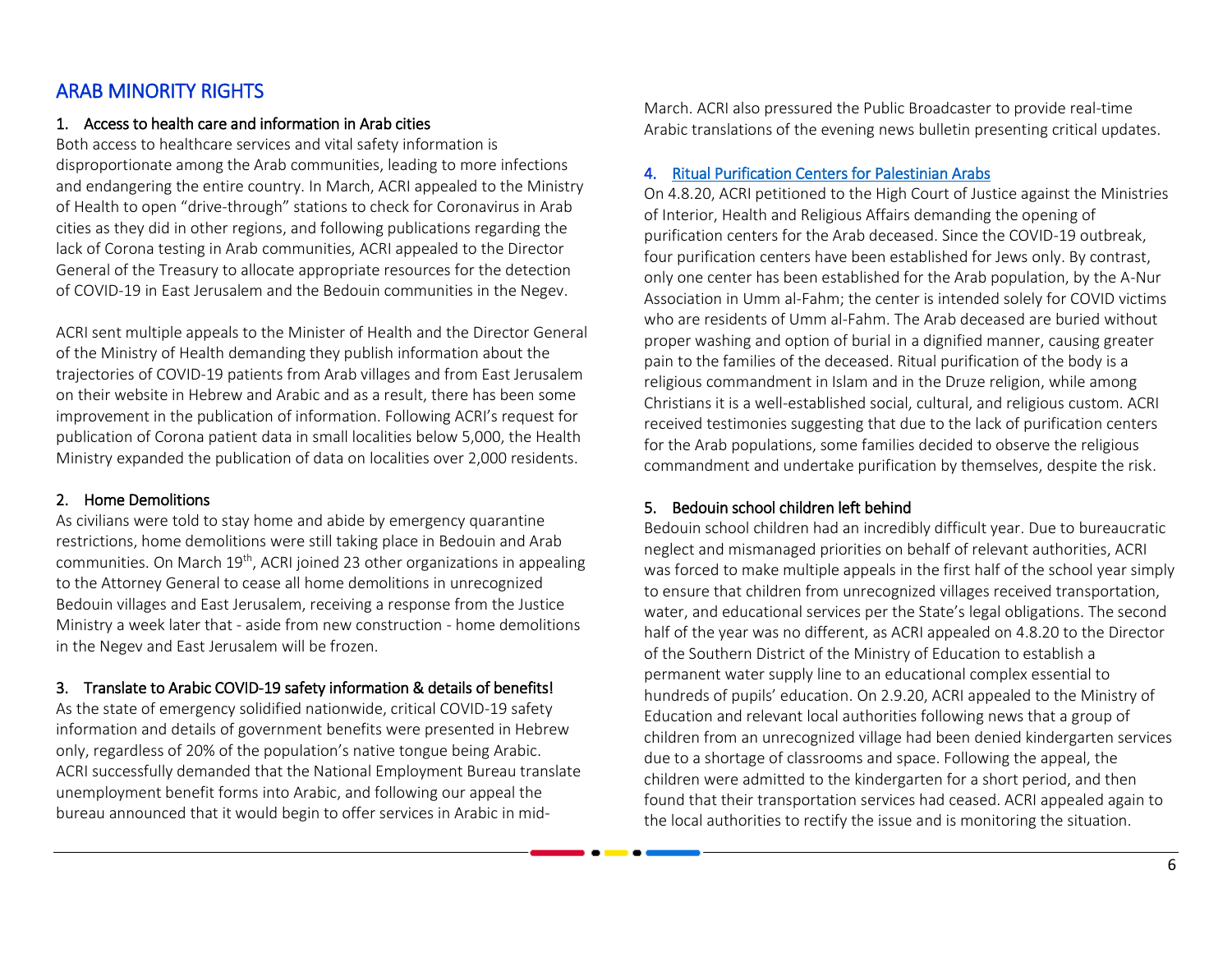## ARAB MINORITY RIGHTS

### 1. Access to health care and information in Arab cities

Both access to healthcare services and vital safety information is disproportionate among the Arab communities, leading to more infections and endangering the entire country. In March, ACRI appealed to the Ministry of Health to open "drive-through" stations to check for Coronavirus in Arab cities as they did in other regions, and following publications regarding the lack of Corona testing in Arab communities, ACRI appealed to the Director General of the Treasury to allocate appropriate resources for the detection of COVID-19 in East Jerusalem and the Bedouin communities in the Negev.

ACRI sent multiple appeals to the Minister of Health and the Director General of the Ministry of Health demanding they publish information about the trajectories of COVID-19 patients from Arab villages and from East Jerusalem on their website in Hebrew and Arabic and as a result, there has been some improvement in the publication of information. Following ACRI's request for publication of Corona patient data in small localities below 5,000, the Health Ministry expanded the publication of data on localities over 2,000 residents.

### 2. Home Demolitions

As civilians were told to stay home and abide by emergency quarantine restrictions, home demolitions were still taking place in Bedouin and Arab communities. On March 19th, ACRI joined 23 other organizations in appealing to the Attorney General to cease all home demolitions in unrecognized Bedouin villages and East Jerusalem, receiving a response from the Justice Ministry a week later that - aside from new construction - home demolitions in the Negev and East Jerusalem will be frozen.

### 3. Translate to Arabic COVID-19 safety information & details of benefits!

As the state of emergency solidified nationwide, critical COVID-19 safety information and details of government benefits were presented in Hebrew only, regardless of 20% of the population's native tongue being Arabic. ACRI successfully demanded that the National Employment Bureau translate unemployment benefit forms into Arabic, and following our appeal the bureau announced that it would begin to offer services in Arabic in mid-March. ACRI also pressured the Public Broadcaster to provide real-time Arabic translations of the evening news bulletin presenting critical updates.

### 4. Ritual Purification Centers for Palestinian Arabs

On 4.8.20, ACRI petitioned to the High Court of Justice against the Ministries of Interior, Health and Religious Affairs demanding the opening of purification centers for the Arab deceased. Since the COVID-19 outbreak, four purification centers have been established for Jews only. By contrast, only one center has been established for the Arab population, by the A-Nur Association in Umm al-Fahm; the center is intended solely for COVID victims who are residents of Umm al-Fahm. The Arab deceased are buried without proper washing and option of burial in a dignified manner, causing greater pain to the families of the deceased. Ritual purification of the body is a religious commandment in Islam and in the Druze religion, while among Christians it is a well-established social, cultural, and religious custom. ACRI received testimonies suggesting that due to the lack of purification centers for the Arab populations, some families decided to observe the religious commandment and undertake purification by themselves, despite the risk.

### 5. Bedouin school children left behind

Bedouin school children had an incredibly difficult year. Due to bureaucratic neglect and mismanaged priorities on behalf of relevant authorities, ACRI was forced to make multiple appeals in the first half of the school year simply to ensure that children from unrecognized villages received transportation, water, and educational services per the State's legal obligations. The second half of the year was no different, as ACRI appealed on 4.8.20 to the Director of the Southern District of the Ministry of Education to establish a permanent water supply line to an educational complex essential to hundreds of pupils' education. On 2.9.20, ACRI appealed to the Ministry of Education and relevant local authorities following news that a group of children from an unrecognized village had been denied kindergarten services due to a shortage of classrooms and space. Following the appeal, the children were admitted to the kindergarten for a short period, and then found that their transportation services had ceased. ACRI appealed again to the local authorities to rectify the issue and is monitoring the situation.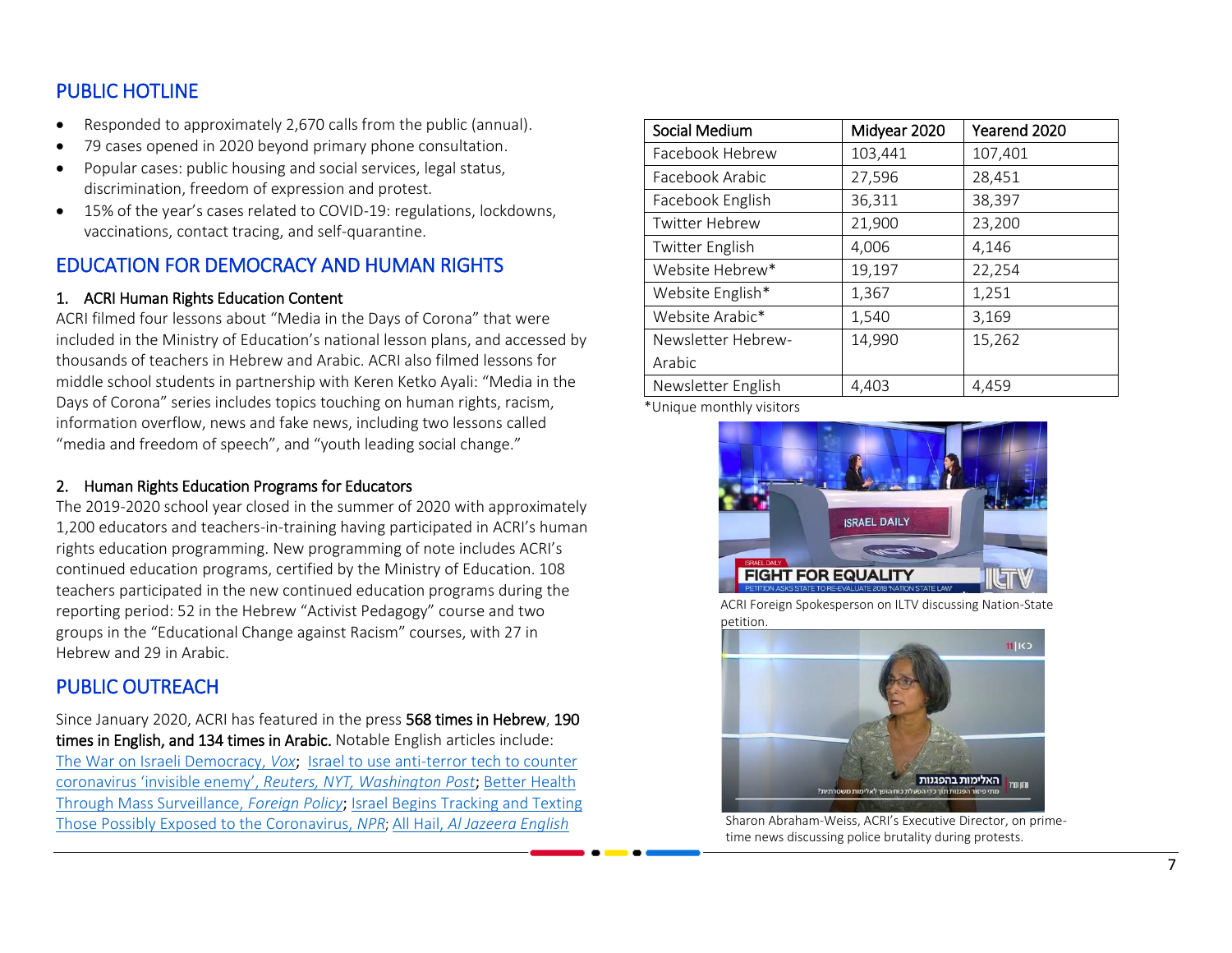## PUBLIC HOTLINE

- Responded to approximately 2,670 calls from the public (annual).
- 79 cases opened in 2020 beyond primary phone consultation.
- Popular cases: public housing and social services, legal status, discrimination, freedom of expression and protest.
- 15% of the year's cases related to COVID-19: regulations, lockdowns, vaccinations, contact tracing, and self-quarantine.

## EDUCATION FOR DEMOCRACY AND HUMAN RIGHTS

### 1. ACRI Human Rights Education Content

ACRI filmed four lessons about "Media in the Days of Corona" that were included in the Ministry of Education's national lesson plans, and accessed by thousands of teachers in Hebrew and Arabic. ACRI also filmed lessons for middle school students in partnership with Keren Ketko Ayali: "Media in the Days of Corona" series includes topics touching on human rights, racism, information overflow, news and fake news, including two lessons called "media and freedom of speech", and "youth leading social change."

### 2. Human Rights Education Programs for Educators

The 2019-2020 school year closed in the summer of 2020 with approximately 1,200 educators and teachers-in-training having participated in ACRI's human rights education programming. New programming of note includes ACRI's continued education programs, certified by the Ministry of Education. 108 teachers participated in the new continued education programs during the reporting period: 52 in the Hebrew "Activist Pedagogy" course and two groups in the "Educational Change against Racism" courses, with 27 in Hebrew and 29 in Arabic.

## PUBLIC OUTREACH

Since January 2020, ACRI has featured in the press **568 times in Hebrew**, **190 times in English, and 134 times in Arabic.** Notable English articles include: The War on Israeli Democracy, *Vox*; Israel to use anti-terror tech to counter coronavirus 'invisible enemy', *Reuters, NYT, Washington Post*; Better Health Through Mass Surveillance, *Foreign Policy*; Israel Begins Tracking and Texting Those Possibly Exposed to the Coronavirus, *NPR*; All Hail, *Al Jazeera English*

| Social Medium | Midyear 2020 | Yearend 2020 |
|---|---|---|
| Facebook Hebrew | 103,441 | 107,401 |
| Facebook Arabic | 27,596 | 28,451 |
| Facebook English | 36,311 | 38,397 |
| Twitter Hebrew | 21,900 | 23,200 |
| Twitter English | 4,006 | 4,146 |
| Website Hebrew* | 19,197 | 22,254 |
| Website English* | 1,367 | 1,251 |
| Website Arabic* | 1,540 | 3,169 |
| Newsletter Hebrew-Arabic | 14,990 | 15,262 |
| Newsletter English | 4,403 | 4,459 |

*Unique monthly visitors

ACRI Foreign Spokesperson on ILTV discussing Nation-State petition.

Sharon Abraham-Weiss, ACRI's Executive Director, on prime-time news discussing police brutality during protests.